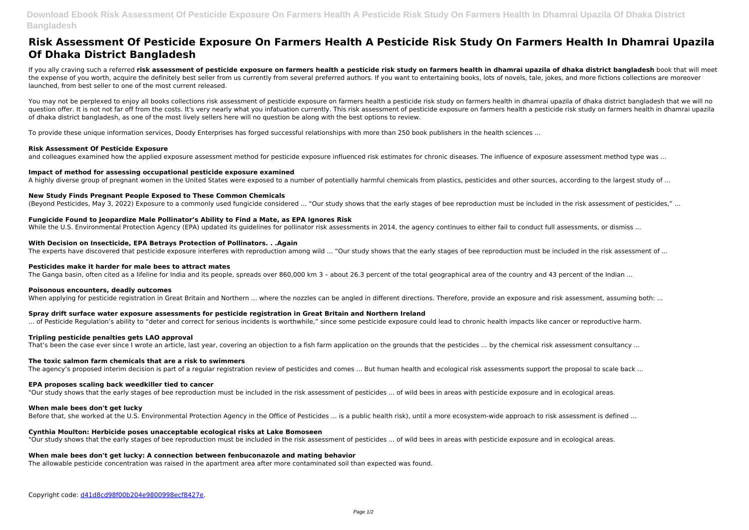# Risk Assessment Of Pesticide Exposure On Farmers Health A Pesticide Risk Study On Farmers Health In Dhamrai Upazila Of Dhaka District Bangladesh

If you ally craving such a referred **risk assessment of pesticide exposure on farmers health a pesticide risk study on farmers health in dhamrai upazila of dhaka district bangladesh** book that will meet the expense of you worth, acquire the definitely best seller from us currently from several preferred authors. If you want to entertaining books, lots of novels, tale, jokes, and more fictions collections are moreover launched, from best seller to one of the most current released.

You may not be perplexed to enjoy all books collections risk assessment of pesticide exposure on farmers health a pesticide risk study on farmers health in dhamrai upazila of dhaka district bangladesh that we will no question offer. It is not not far off from the costs. It's very nearly what you infatuation currently. This risk assessment of pesticide exposure on farmers health a pesticide risk study on farmers health in dhamrai upazila of dhaka district bangladesh, as one of the most lively sellers here will no question be along with the best options to review.

To provide these unique information services, Doody Enterprises has forged successful relationships with more than 250 book publishers in the health sciences ...

### Risk Assessment Of Pesticide Exposure

and colleagues examined how the applied exposure assessment method for pesticide exposure influenced risk estimates for chronic diseases. The influence of exposure assessment method type was ...

### Impact of method for assessing occupational pesticide exposure examined

A highly diverse group of pregnant women in the United States were exposed to a number of potentially harmful chemicals from plastics, pesticides and other sources, according to the largest study of ...

### New Study Finds Pregnant People Exposed to These Common Chemicals

(Beyond Pesticides, May 3, 2022) Exposure to a commonly used fungicide considered ... "Our study shows that the early stages of bee reproduction must be included in the risk assessment of pesticides," ...

### Fungicide Found to Jeopardize Male Pollinator's Ability to Find a Mate, as EPA Ignores Risk

While the U.S. Environmental Protection Agency (EPA) updated its guidelines for pollinator risk assessments in 2014, the agency continues to either fail to conduct full assessments, or dismiss ...

### With Decision on Insecticide, EPA Betrays Protection of Pollinators. . .Again

The experts have discovered that pesticide exposure interferes with reproduction among wild ... "Our study shows that the early stages of bee reproduction must be included in the risk assessment of ...

### Pesticides make it harder for male bees to attract mates

The Ganga basin, often cited as a lifeline for India and its people, spreads over 860,000 km 3 – about 26.3 percent of the total geographical area of the country and 43 percent of the Indian ...

### Poisonous encounters, deadly outcomes

When applying for pesticide registration in Great Britain and Northern ... where the nozzles can be angled in different directions. Therefore, provide an exposure and risk assessment, assuming both: ...

### Spray drift surface water exposure assessments for pesticide registration in Great Britain and Northern Ireland

... of Pesticide Regulation's ability to "deter and correct for serious incidents is worthwhile," since some pesticide exposure could lead to chronic health impacts like cancer or reproductive harm.

### Tripling pesticide penalties gets LAO approval

That's been the case ever since I wrote an article, last year, covering an objection to a fish farm application on the grounds that the pesticides ... by the chemical risk assessment consultancy ...

### The toxic salmon farm chemicals that are a risk to swimmers

The agency's proposed interim decision is part of a regular registration review of pesticides and comes ... But human health and ecological risk assessments support the proposal to scale back ...

### EPA proposes scaling back weedkiller tied to cancer

"Our study shows that the early stages of bee reproduction must be included in the risk assessment of pesticides ... of wild bees in areas with pesticide exposure and in ecological areas.

### When male bees don't get lucky

Before that, she worked at the U.S. Environmental Protection Agency in the Office of Pesticides ... is a public health risk), until a more ecosystem-wide approach to risk assessment is defined ...

### Cynthia Moulton: Herbicide poses unacceptable ecological risks at Lake Bomoseen

"Our study shows that the early stages of bee reproduction must be included in the risk assessment of pesticides ... of wild bees in areas with pesticide exposure and in ecological areas.

### When male bees don't get lucky: A connection between fenbuconazole and mating behavior

The allowable pesticide concentration was raised in the apartment area after more contaminated soil than expected was found.

Copyright code: d41d8cd98f00b204e9800998ecf8427e.